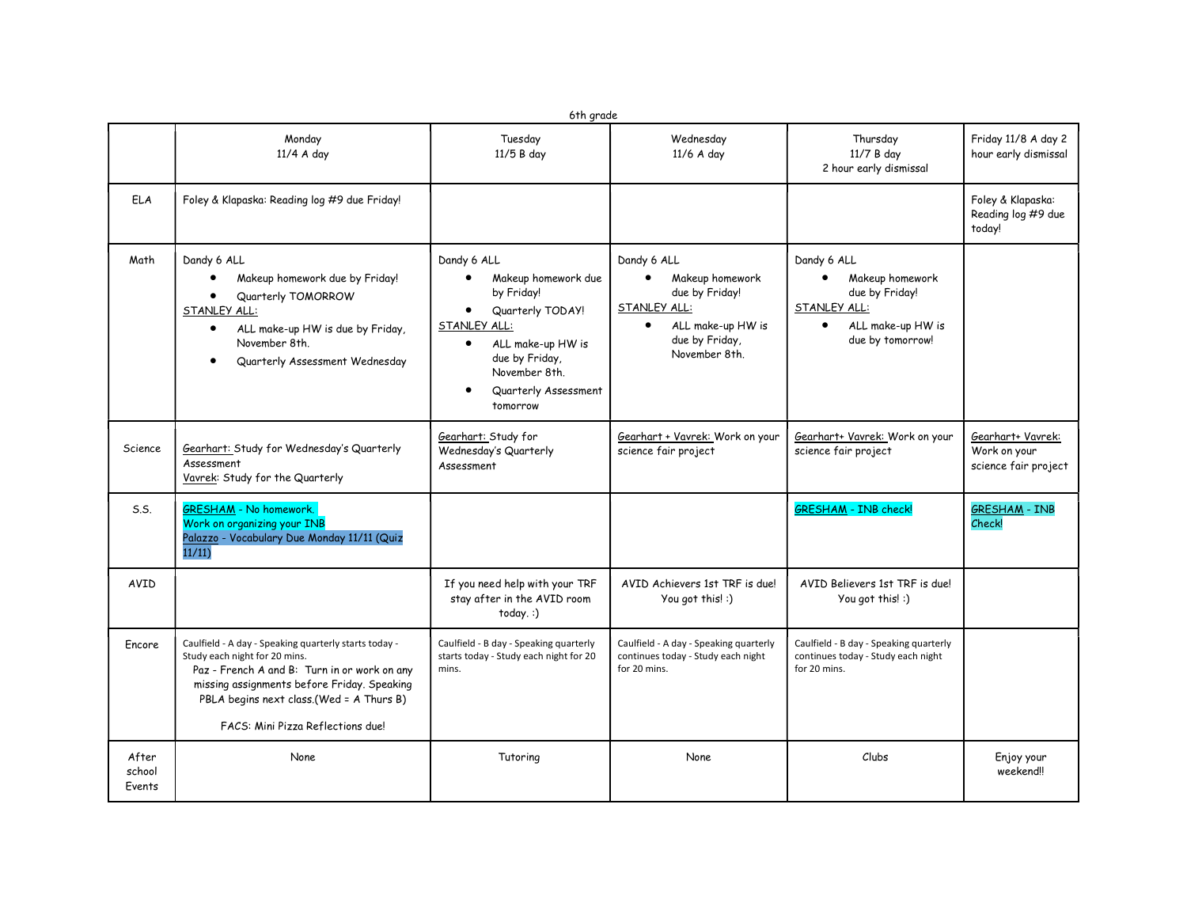6th grade

| | Monday<br>11/4 A day | Tuesday<br>11/5 B day | Wednesday<br>11/6 A day | Thursday<br>11/7 B day<br>2 hour early dismissal | Friday 11/8 A day 2 hour early dismissal |
|---|---|---|---|---|---|
| ELA | Foley & Klapaska: Reading log #9 due Friday! | | | | Foley & Klapaska: Reading log #9 due today! |
| Math | Dandy 6 ALL<br>• Makeup homework due by Friday!<br>• Quarterly TOMORROW<br>STANLEY ALL:<br>• ALL make-up HW is due by Friday, November 8th.<br>• Quarterly Assessment Wednesday | Dandy 6 ALL<br>• Makeup homework due by Friday!<br>• Quarterly TODAY!<br>STANLEY ALL:<br>• ALL make-up HW is due by Friday, November 8th.<br>• Quarterly Assessment tomorrow | Dandy 6 ALL<br>• Makeup homework due by Friday!<br>STANLEY ALL:<br>• ALL make-up HW is due by Friday, November 8th. | Dandy 6 ALL<br>• Makeup homework due by Friday!<br>STANLEY ALL:<br>• ALL make-up HW is due by tomorrow! | |
| Science | Gearhart: Study for Wednesday's Quarterly Assessment<br>Vavrek: Study for the Quarterly | Gearhart: Study for Wednesday's Quarterly Assessment | Gearhart + Vavrek: Work on your science fair project | Gearhart+ Vavrek: Work on your science fair project | Gearhart+ Vavrek: Work on your science fair project |
| S.S. | GRESHAM - No homework.<br>Work on organizing your INB<br>Palazzo - Vocabulary Due Monday 11/11 (Quiz 11/11) | | | GRESHAM - INB check! | GRESHAM - INB Check! |
| AVID | | If you need help with your TRF stay after in the AVID room today. :) | AVID Achievers 1st TRF is due! You got this! :) | AVID Believers 1st TRF is due! You got this! :) | |
| Encore | Caulfield - A day - Speaking quarterly starts today - Study each night for 20 mins.<br>Paz - French A and B: Turn in or work on any missing assignments before Friday. Speaking PBLA begins next class.(Wed = A Thurs B)<br>FACS: Mini Pizza Reflections due! | Caulfield - B day - Speaking quarterly starts today - Study each night for 20 mins. | Caulfield - A day - Speaking quarterly continues today - Study each night for 20 mins. | Caulfield - B day - Speaking quarterly continues today - Study each night for 20 mins. | |
| After school Events | None | Tutoring | None | Clubs | Enjoy your weekend!! |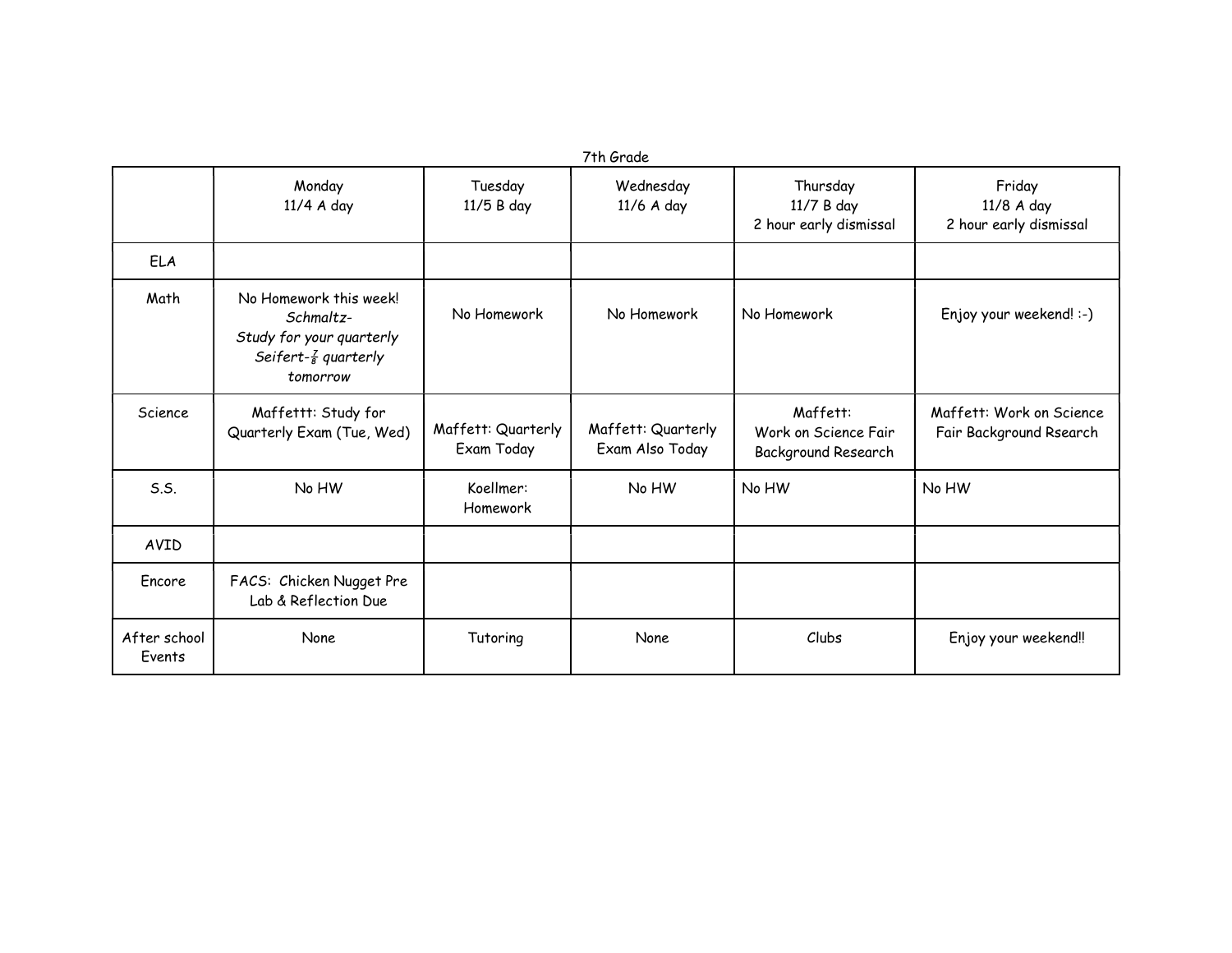7th Grade

| | Monday 11/4 A day | Tuesday 11/5 B day | Wednesday 11/6 A day | Thursday 11/7 B day 2 hour early dismissal | Friday 11/8 A day 2 hour early dismissal |
|---|---|---|---|---|---|
| ELA | | | | | |
| Math | No Homework this week! *Schmaltz- Study for your quarterly Seifert-$\frac{7}{8}$ quarterly tomorrow* | No Homework | No Homework | No Homework | Enjoy your weekend! :-) |
| Science | Maffettt: Study for Quarterly Exam (Tue, Wed) | Maffett: Quarterly Exam Today | Maffett: Quarterly Exam Also Today | Maffett: Work on Science Fair Background Research | Maffett: Work on Science Fair Background Rsearch |
| S.S. | No HW | Koellmer: Homework | No HW | No HW | No HW |
| AVID | | | | | |
| Encore | FACS: Chicken Nugget Pre Lab & Reflection Due | | | | |
| After school Events | None | Tutoring | None | Clubs | Enjoy your weekend!! |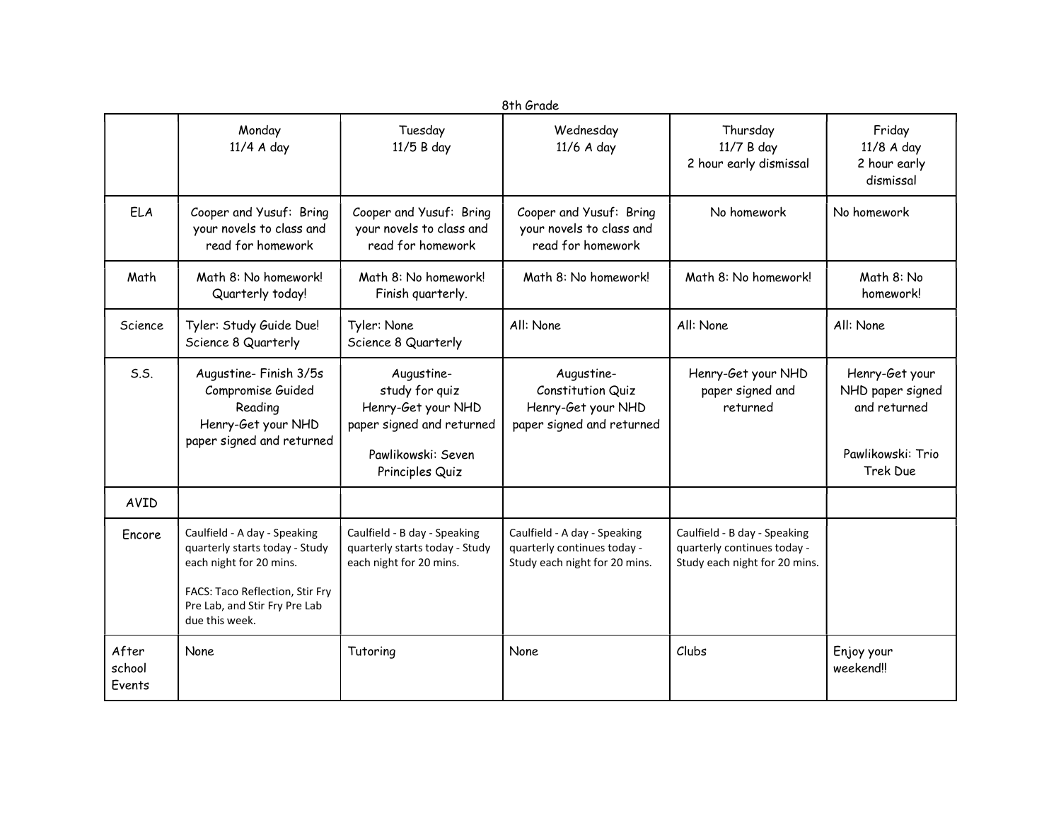8th Grade

| | Monday 11/4 A day | Tuesday 11/5 B day | Wednesday 11/6 A day | Thursday 11/7 B day 2 hour early dismissal | Friday 11/8 A day 2 hour early dismissal |
|---|---|---|---|---|---|
| ELA | Cooper and Yusuf: Bring your novels to class and read for homework | Cooper and Yusuf: Bring your novels to class and read for homework | Cooper and Yusuf: Bring your novels to class and read for homework | No homework | No homework |
| Math | Math 8: No homework! Quarterly today! | Math 8: No homework! Finish quarterly. | Math 8: No homework! | Math 8: No homework! | Math 8: No homework! |
| Science | Tyler: Study Guide Due! Science 8 Quarterly | Tyler: None Science 8 Quarterly | All: None | All: None | All: None |
| S.S. | Augustine- Finish 3/5s Compromise Guided Reading Henry-Get your NHD paper signed and returned | Augustine- study for quiz Henry-Get your NHD paper signed and returned<br><br>Pawlikowski: Seven Principles Quiz | Augustine- Constitution Quiz Henry-Get your NHD paper signed and returned | Henry-Get your NHD paper signed and returned | Henry-Get your NHD paper signed and returned<br><br>Pawlikowski: Trio Trek Due |
| AVID | | | | | |
| Encore | Caulfield - A day - Speaking quarterly starts today - Study each night for 20 mins.<br><br>FACS: Taco Reflection, Stir Fry Pre Lab, and Stir Fry Pre Lab due this week. | Caulfield - B day - Speaking quarterly starts today - Study each night for 20 mins. | Caulfield - A day - Speaking quarterly continues today - Study each night for 20 mins. | Caulfield - B day - Speaking quarterly continues today - Study each night for 20 mins. | |
| After school Events | None | Tutoring | None | Clubs | Enjoy your weekend!! |